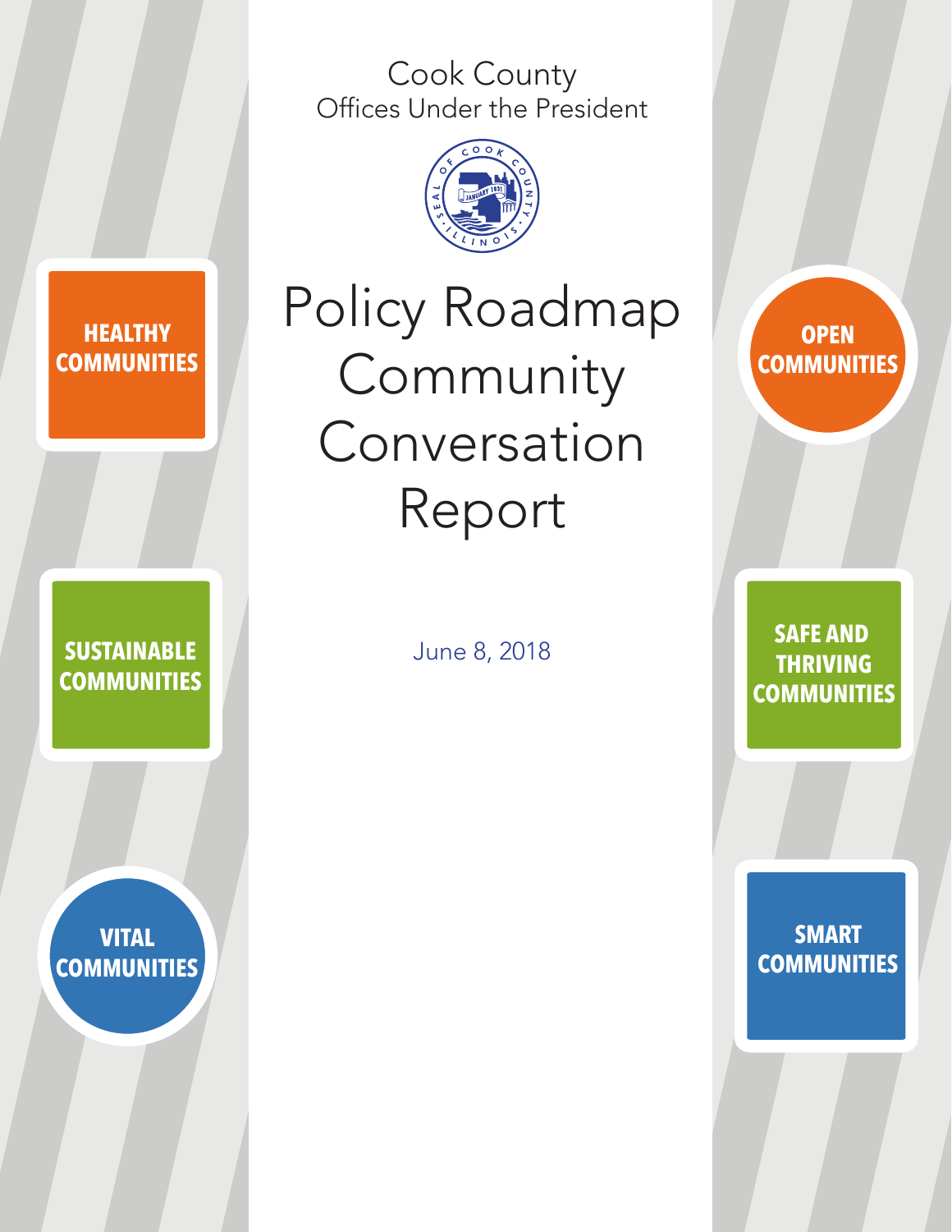Cook County
Offices Under the President

# Policy Roadmap Community Conversation Report

June 8, 2018

**HEALTHY COMMUNITIES**

**OPEN COMMUNITIES**

**SUSTAINABLE COMMUNITIES**

**SAFE AND THRIVING COMMUNITIES**

**VITAL COMMUNITIES**

**SMART COMMUNITIES**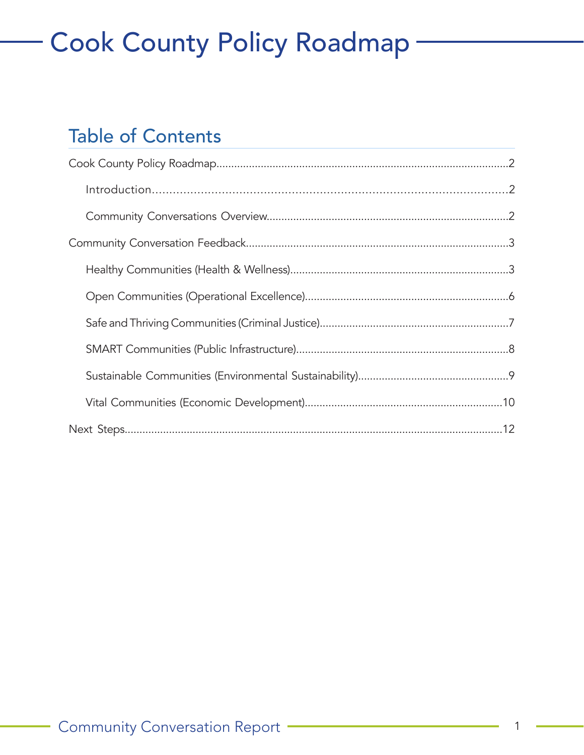# Cook County Policy Roadmap

## Table of Contents

Cook County Policy Roadmap....................................................................................................2

- Introduction.........................................................................................................2
- Community Conversations Overview.................................................................................2

Community Conversation Feedback.........................................................................................3

- Healthy Communities (Health & Wellness).........................................................................3
- Open Communities (Operational Excellence)......................................................................6
- Safe and Thriving Communities (Criminal Justice)..............................................................7
- SMART Communities (Public Infrastructure).......................................................................8
- Sustainable Communities (Environmental Sustainability)...................................................9
- Vital Communities (Economic Development)......................................................................10

Next Steps...............................................................................................................................12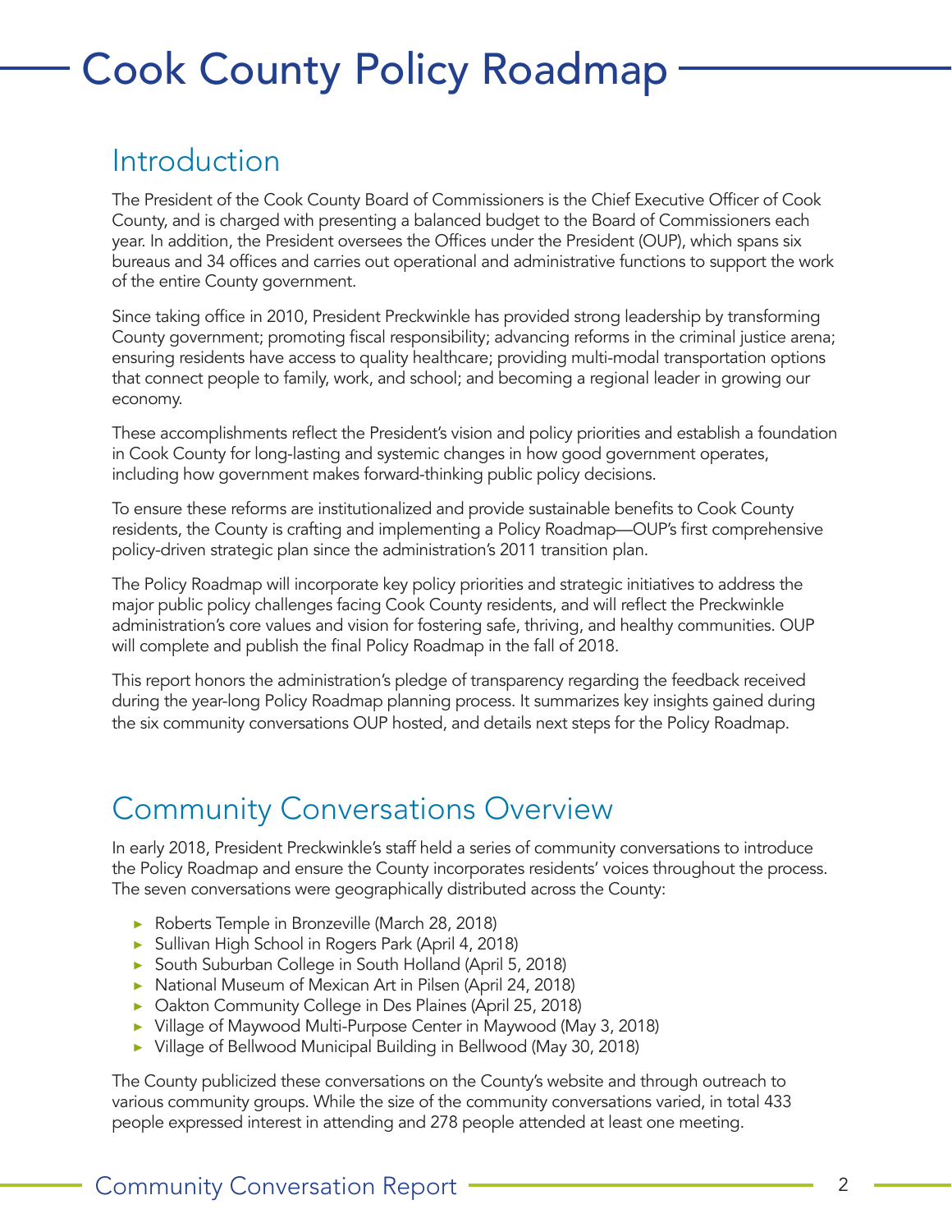# Cook County Policy Roadmap

## Introduction

The President of the Cook County Board of Commissioners is the Chief Executive Officer of Cook County, and is charged with presenting a balanced budget to the Board of Commissioners each year. In addition, the President oversees the Offices under the President (OUP), which spans six bureaus and 34 offices and carries out operational and administrative functions to support the work of the entire County government.

Since taking office in 2010, President Preckwinkle has provided strong leadership by transforming County government; promoting fiscal responsibility; advancing reforms in the criminal justice arena; ensuring residents have access to quality healthcare; providing multi-modal transportation options that connect people to family, work, and school; and becoming a regional leader in growing our economy.

These accomplishments reflect the President's vision and policy priorities and establish a foundation in Cook County for long-lasting and systemic changes in how good government operates, including how government makes forward-thinking public policy decisions.

To ensure these reforms are institutionalized and provide sustainable benefits to Cook County residents, the County is crafting and implementing a Policy Roadmap—OUP's first comprehensive policy-driven strategic plan since the administration's 2011 transition plan.

The Policy Roadmap will incorporate key policy priorities and strategic initiatives to address the major public policy challenges facing Cook County residents, and will reflect the Preckwinkle administration's core values and vision for fostering safe, thriving, and healthy communities. OUP will complete and publish the final Policy Roadmap in the fall of 2018.

This report honors the administration's pledge of transparency regarding the feedback received during the year-long Policy Roadmap planning process. It summarizes key insights gained during the six community conversations OUP hosted, and details next steps for the Policy Roadmap.

## Community Conversations Overview

In early 2018, President Preckwinkle's staff held a series of community conversations to introduce the Policy Roadmap and ensure the County incorporates residents' voices throughout the process. The seven conversations were geographically distributed across the County:

- Roberts Temple in Bronzeville (March 28, 2018)
- Sullivan High School in Rogers Park (April 4, 2018)
- South Suburban College in South Holland (April 5, 2018)
- National Museum of Mexican Art in Pilsen (April 24, 2018)
- Oakton Community College in Des Plaines (April 25, 2018)
- Village of Maywood Multi-Purpose Center in Maywood (May 3, 2018)
- Village of Bellwood Municipal Building in Bellwood (May 30, 2018)

The County publicized these conversations on the County's website and through outreach to various community groups. While the size of the community conversations varied, in total 433 people expressed interest in attending and 278 people attended at least one meeting.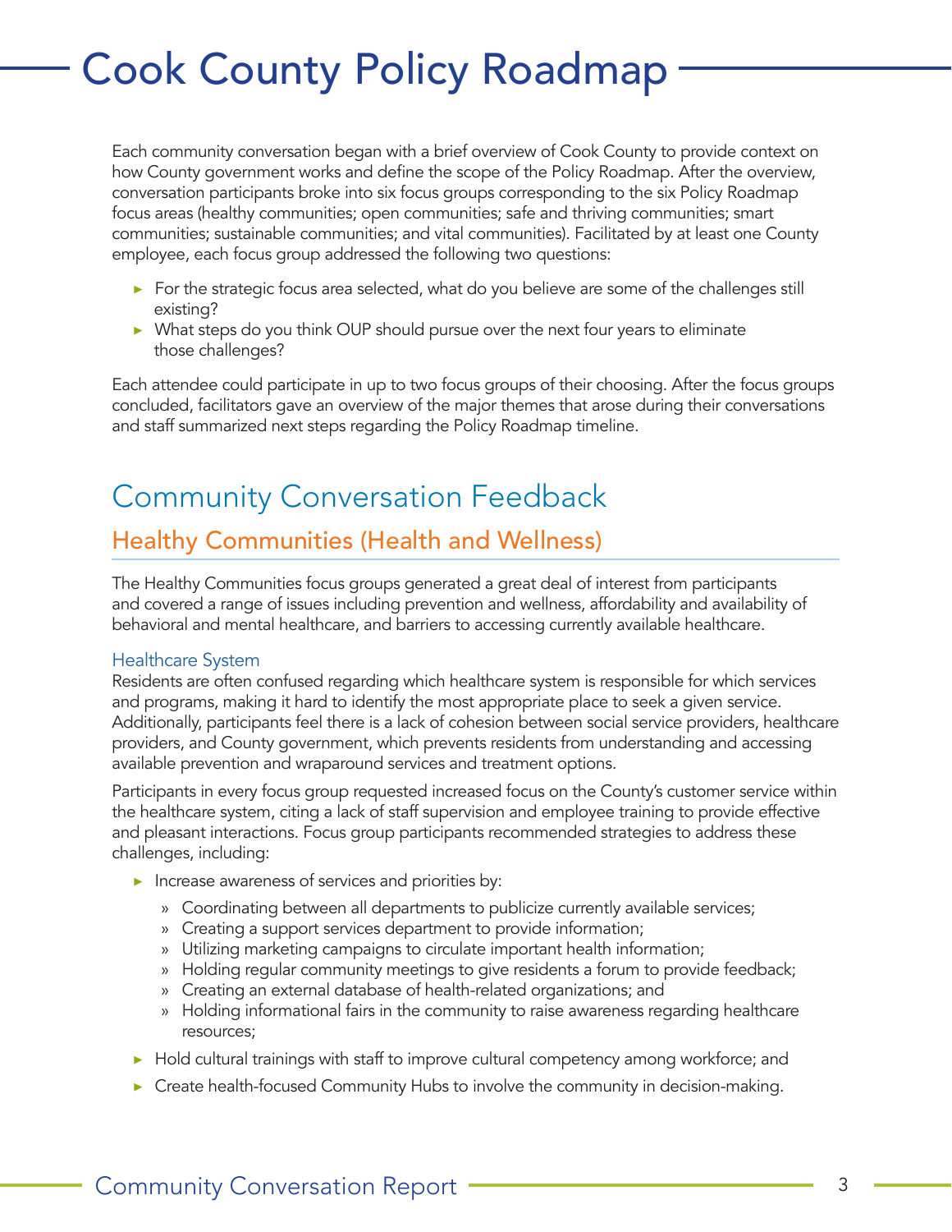# Cook County Policy Roadmap

Each community conversation began with a brief overview of Cook County to provide context on how County government works and define the scope of the Policy Roadmap. After the overview, conversation participants broke into six focus groups corresponding to the six Policy Roadmap focus areas (healthy communities; open communities; safe and thriving communities; smart communities; sustainable communities; and vital communities). Facilitated by at least one County employee, each focus group addressed the following two questions:

- For the strategic focus area selected, what do you believe are some of the challenges still existing?
- What steps do you think OUP should pursue over the next four years to eliminate those challenges?

Each attendee could participate in up to two focus groups of their choosing. After the focus groups concluded, facilitators gave an overview of the major themes that arose during their conversations and staff summarized next steps regarding the Policy Roadmap timeline.

## Community Conversation Feedback

### Healthy Communities (Health and Wellness)

The Healthy Communities focus groups generated a great deal of interest from participants and covered a range of issues including prevention and wellness, affordability and availability of behavioral and mental healthcare, and barriers to accessing currently available healthcare.

#### Healthcare System

Residents are often confused regarding which healthcare system is responsible for which services and programs, making it hard to identify the most appropriate place to seek a given service. Additionally, participants feel there is a lack of cohesion between social service providers, healthcare providers, and County government, which prevents residents from understanding and accessing available prevention and wraparound services and treatment options.

Participants in every focus group requested increased focus on the County's customer service within the healthcare system, citing a lack of staff supervision and employee training to provide effective and pleasant interactions. Focus group participants recommended strategies to address these challenges, including:

- Increase awareness of services and priorities by:
  - Coordinating between all departments to publicize currently available services;
  - Creating a support services department to provide information;
  - Utilizing marketing campaigns to circulate important health information;
  - Holding regular community meetings to give residents a forum to provide feedback;
  - Creating an external database of health-related organizations; and
  - Holding informational fairs in the community to raise awareness regarding healthcare resources;
- Hold cultural trainings with staff to improve cultural competency among workforce; and
- Create health-focused Community Hubs to involve the community in decision-making.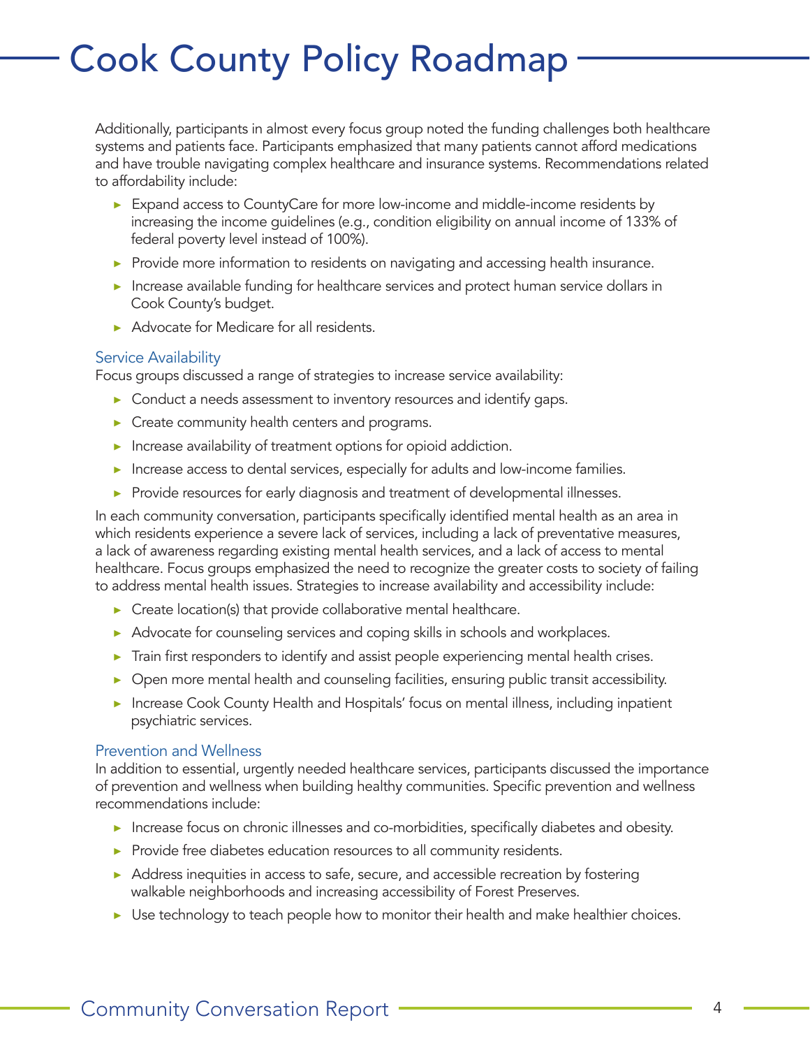Additionally, participants in almost every focus group noted the funding challenges both healthcare systems and patients face. Participants emphasized that many patients cannot afford medications and have trouble navigating complex healthcare and insurance systems. Recommendations related to affordability include:

- Expand access to CountyCare for more low-income and middle-income residents by increasing the income guidelines (e.g., condition eligibility on annual income of 133% of federal poverty level instead of 100%).
- Provide more information to residents on navigating and accessing health insurance.
- Increase available funding for healthcare services and protect human service dollars in Cook County's budget.
- Advocate for Medicare for all residents.

### Service Availability

Focus groups discussed a range of strategies to increase service availability:

- Conduct a needs assessment to inventory resources and identify gaps.
- Create community health centers and programs.
- Increase availability of treatment options for opioid addiction.
- Increase access to dental services, especially for adults and low-income families.
- Provide resources for early diagnosis and treatment of developmental illnesses.

In each community conversation, participants specifically identified mental health as an area in which residents experience a severe lack of services, including a lack of preventative measures, a lack of awareness regarding existing mental health services, and a lack of access to mental healthcare. Focus groups emphasized the need to recognize the greater costs to society of failing to address mental health issues. Strategies to increase availability and accessibility include:

- Create location(s) that provide collaborative mental healthcare.
- Advocate for counseling services and coping skills in schools and workplaces.
- Train first responders to identify and assist people experiencing mental health crises.
- Open more mental health and counseling facilities, ensuring public transit accessibility.
- Increase Cook County Health and Hospitals' focus on mental illness, including inpatient psychiatric services.

### Prevention and Wellness

In addition to essential, urgently needed healthcare services, participants discussed the importance of prevention and wellness when building healthy communities. Specific prevention and wellness recommendations include:

- Increase focus on chronic illnesses and co-morbidities, specifically diabetes and obesity.
- Provide free diabetes education resources to all community residents.
- Address inequities in access to safe, secure, and accessible recreation by fostering walkable neighborhoods and increasing accessibility of Forest Preserves.
- Use technology to teach people how to monitor their health and make healthier choices.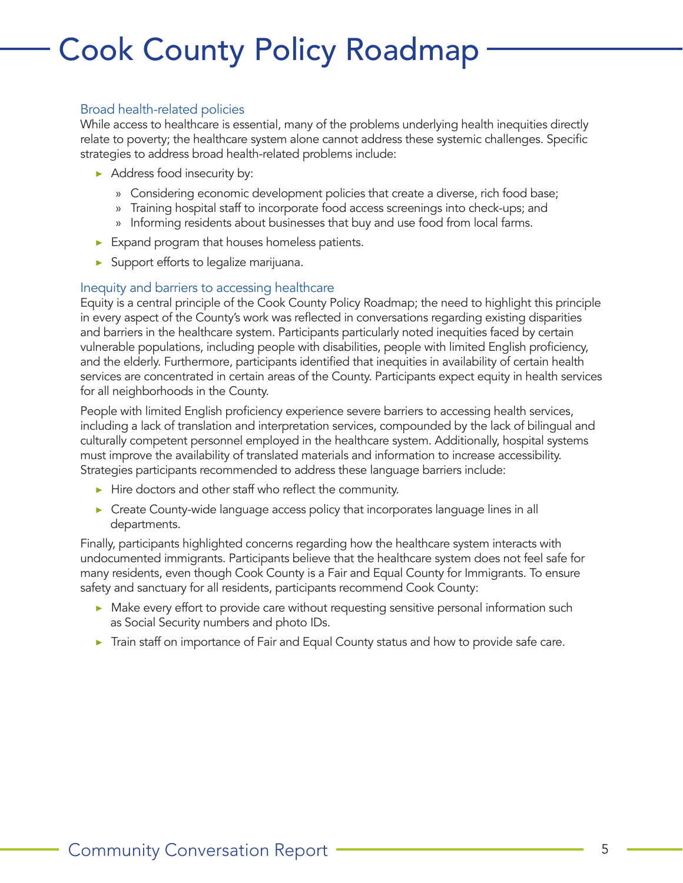## Broad health-related policies

While access to healthcare is essential, many of the problems underlying health inequities directly relate to poverty; the healthcare system alone cannot address these systemic challenges. Specific strategies to address broad health-related problems include:

- Address food insecurity by:
  - Considering economic development policies that create a diverse, rich food base;
  - Training hospital staff to incorporate food access screenings into check-ups; and
  - Informing residents about businesses that buy and use food from local farms.
- Expand program that houses homeless patients.
- Support efforts to legalize marijuana.

## Inequity and barriers to accessing healthcare

Equity is a central principle of the Cook County Policy Roadmap; the need to highlight this principle in every aspect of the County's work was reflected in conversations regarding existing disparities and barriers in the healthcare system. Participants particularly noted inequities faced by certain vulnerable populations, including people with disabilities, people with limited English proficiency, and the elderly. Furthermore, participants identified that inequities in availability of certain health services are concentrated in certain areas of the County. Participants expect equity in health services for all neighborhoods in the County.

People with limited English proficiency experience severe barriers to accessing health services, including a lack of translation and interpretation services, compounded by the lack of bilingual and culturally competent personnel employed in the healthcare system. Additionally, hospital systems must improve the availability of translated materials and information to increase accessibility. Strategies participants recommended to address these language barriers include:

- Hire doctors and other staff who reflect the community.
- Create County-wide language access policy that incorporates language lines in all departments.

Finally, participants highlighted concerns regarding how the healthcare system interacts with undocumented immigrants. Participants believe that the healthcare system does not feel safe for many residents, even though Cook County is a Fair and Equal County for Immigrants. To ensure safety and sanctuary for all residents, participants recommend Cook County:

- Make every effort to provide care without requesting sensitive personal information such as Social Security numbers and photo IDs.
- Train staff on importance of Fair and Equal County status and how to provide safe care.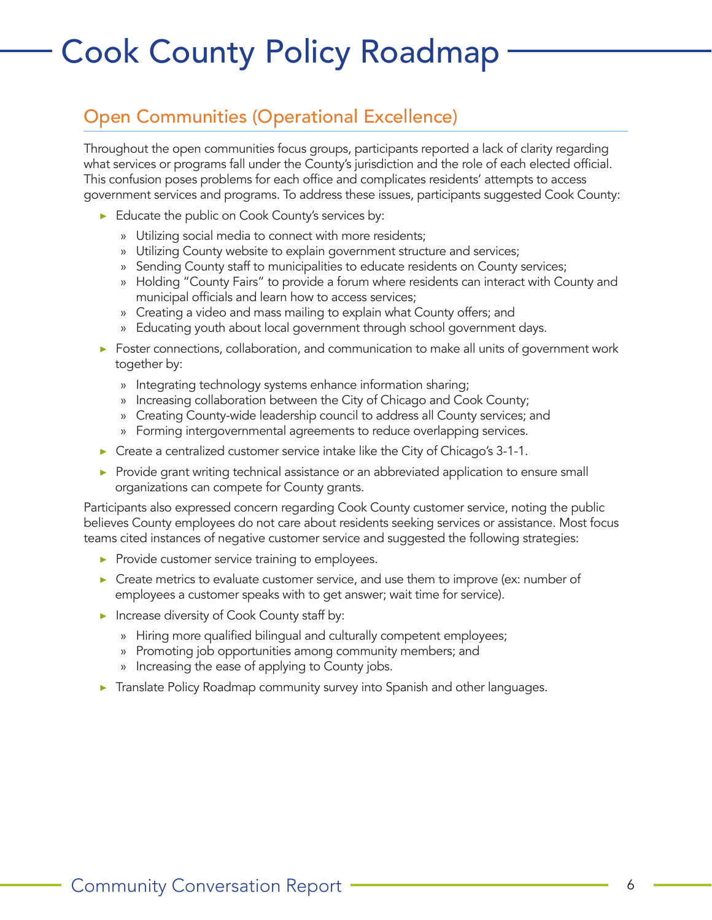# Cook County Policy Roadmap

## Open Communities (Operational Excellence)

Throughout the open communities focus groups, participants reported a lack of clarity regarding what services or programs fall under the County's jurisdiction and the role of each elected official. This confusion poses problems for each office and complicates residents' attempts to access government services and programs. To address these issues, participants suggested Cook County:

- Educate the public on Cook County's services by:
  - Utilizing social media to connect with more residents;
  - Utilizing County website to explain government structure and services;
  - Sending County staff to municipalities to educate residents on County services;
  - Holding "County Fairs" to provide a forum where residents can interact with County and municipal officials and learn how to access services;
  - Creating a video and mass mailing to explain what County offers; and
  - Educating youth about local government through school government days.
- Foster connections, collaboration, and communication to make all units of government work together by:
  - Integrating technology systems enhance information sharing;
  - Increasing collaboration between the City of Chicago and Cook County;
  - Creating County-wide leadership council to address all County services; and
  - Forming intergovernmental agreements to reduce overlapping services.
- Create a centralized customer service intake like the City of Chicago's 3-1-1.
- Provide grant writing technical assistance or an abbreviated application to ensure small organizations can compete for County grants.

Participants also expressed concern regarding Cook County customer service, noting the public believes County employees do not care about residents seeking services or assistance. Most focus teams cited instances of negative customer service and suggested the following strategies:

- Provide customer service training to employees.
- Create metrics to evaluate customer service, and use them to improve (ex: number of employees a customer speaks with to get answer; wait time for service).
- Increase diversity of Cook County staff by:
  - Hiring more qualified bilingual and culturally competent employees;
  - Promoting job opportunities among community members; and
  - Increasing the ease of applying to County jobs.
- Translate Policy Roadmap community survey into Spanish and other languages.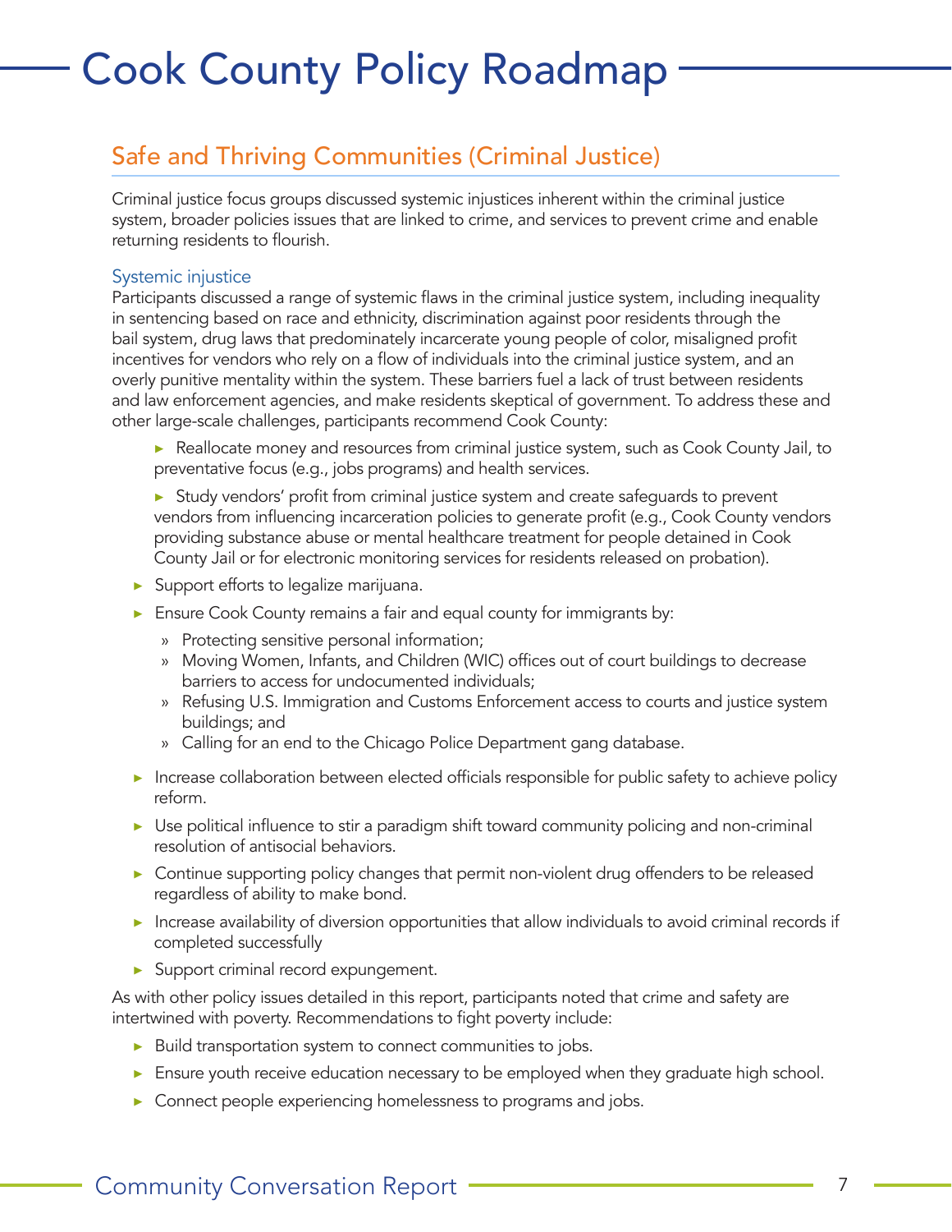# Cook County Policy Roadmap

## Safe and Thriving Communities (Criminal Justice)

Criminal justice focus groups discussed systemic injustices inherent within the criminal justice system, broader policies issues that are linked to crime, and services to prevent crime and enable returning residents to flourish.

### Systemic injustice

Participants discussed a range of systemic flaws in the criminal justice system, including inequality in sentencing based on race and ethnicity, discrimination against poor residents through the bail system, drug laws that predominately incarcerate young people of color, misaligned profit incentives for vendors who rely on a flow of individuals into the criminal justice system, and an overly punitive mentality within the system. These barriers fuel a lack of trust between residents and law enforcement agencies, and make residents skeptical of government. To address these and other large-scale challenges, participants recommend Cook County:

- Reallocate money and resources from criminal justice system, such as Cook County Jail, to preventative focus (e.g., jobs programs) and health services.
- Study vendors' profit from criminal justice system and create safeguards to prevent vendors from influencing incarceration policies to generate profit (e.g., Cook County vendors providing substance abuse or mental healthcare treatment for people detained in Cook County Jail or for electronic monitoring services for residents released on probation).
- Support efforts to legalize marijuana.
- Ensure Cook County remains a fair and equal county for immigrants by:
  - Protecting sensitive personal information;
  - Moving Women, Infants, and Children (WIC) offices out of court buildings to decrease barriers to access for undocumented individuals;
  - Refusing U.S. Immigration and Customs Enforcement access to courts and justice system buildings; and
  - Calling for an end to the Chicago Police Department gang database.
- Increase collaboration between elected officials responsible for public safety to achieve policy reform.
- Use political influence to stir a paradigm shift toward community policing and non-criminal resolution of antisocial behaviors.
- Continue supporting policy changes that permit non-violent drug offenders to be released regardless of ability to make bond.
- Increase availability of diversion opportunities that allow individuals to avoid criminal records if completed successfully
- Support criminal record expungement.

As with other policy issues detailed in this report, participants noted that crime and safety are intertwined with poverty. Recommendations to fight poverty include:

- Build transportation system to connect communities to jobs.
- Ensure youth receive education necessary to be employed when they graduate high school.
- Connect people experiencing homelessness to programs and jobs.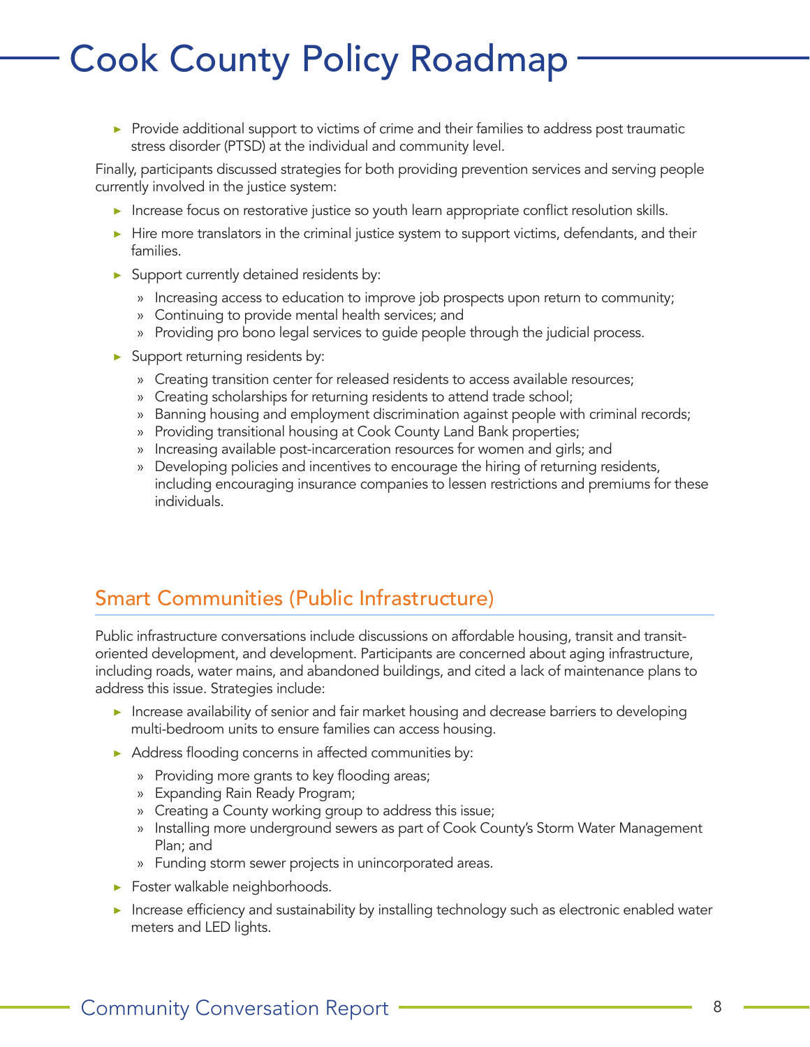- Provide additional support to victims of crime and their families to address post traumatic stress disorder (PTSD) at the individual and community level.

Finally, participants discussed strategies for both providing prevention services and serving people currently involved in the justice system:

- Increase focus on restorative justice so youth learn appropriate conflict resolution skills.
- Hire more translators in the criminal justice system to support victims, defendants, and their families.
- Support currently detained residents by:
  - Increasing access to education to improve job prospects upon return to community;
  - Continuing to provide mental health services; and
  - Providing pro bono legal services to guide people through the judicial process.
- Support returning residents by:
  - Creating transition center for released residents to access available resources;
  - Creating scholarships for returning residents to attend trade school;
  - Banning housing and employment discrimination against people with criminal records;
  - Providing transitional housing at Cook County Land Bank properties;
  - Increasing available post-incarceration resources for women and girls; and
  - Developing policies and incentives to encourage the hiring of returning residents, including encouraging insurance companies to lessen restrictions and premiums for these individuals.

## Smart Communities (Public Infrastructure)

Public infrastructure conversations include discussions on affordable housing, transit and transit-oriented development, and development. Participants are concerned about aging infrastructure, including roads, water mains, and abandoned buildings, and cited a lack of maintenance plans to address this issue. Strategies include:

- Increase availability of senior and fair market housing and decrease barriers to developing multi-bedroom units to ensure families can access housing.
- Address flooding concerns in affected communities by:
  - Providing more grants to key flooding areas;
  - Expanding Rain Ready Program;
  - Creating a County working group to address this issue;
  - Installing more underground sewers as part of Cook County's Storm Water Management Plan; and
  - Funding storm sewer projects in unincorporated areas.
- Foster walkable neighborhoods.
- Increase efficiency and sustainability by installing technology such as electronic enabled water meters and LED lights.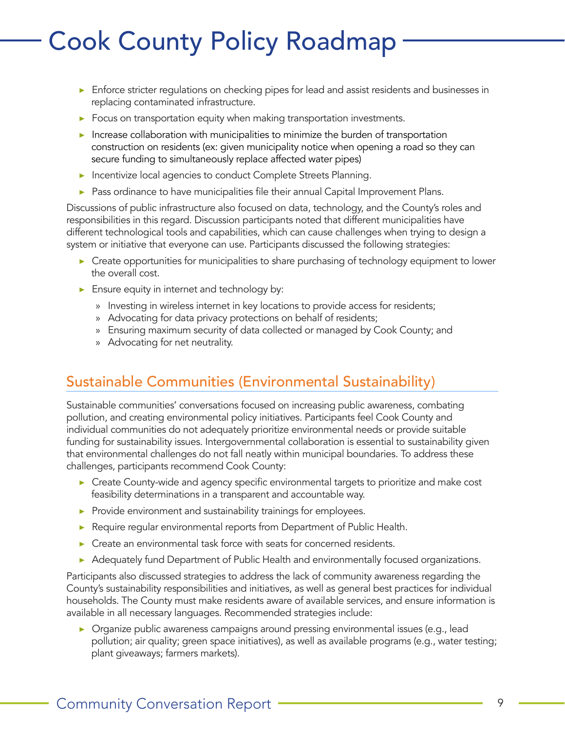- Enforce stricter regulations on checking pipes for lead and assist residents and businesses in replacing contaminated infrastructure.
- Focus on transportation equity when making transportation investments.
- Increase collaboration with municipalities to minimize the burden of transportation construction on residents (ex: given municipality notice when opening a road so they can secure funding to simultaneously replace affected water pipes)
- Incentivize local agencies to conduct Complete Streets Planning.
- Pass ordinance to have municipalities file their annual Capital Improvement Plans.

Discussions of public infrastructure also focused on data, technology, and the County's roles and responsibilities in this regard. Discussion participants noted that different municipalities have different technological tools and capabilities, which can cause challenges when trying to design a system or initiative that everyone can use. Participants discussed the following strategies:

- Create opportunities for municipalities to share purchasing of technology equipment to lower the overall cost.
- Ensure equity in internet and technology by:
  - Investing in wireless internet in key locations to provide access for residents;
  - Advocating for data privacy protections on behalf of residents;
  - Ensuring maximum security of data collected or managed by Cook County; and
  - Advocating for net neutrality.

## Sustainable Communities (Environmental Sustainability)

Sustainable communities' conversations focused on increasing public awareness, combating pollution, and creating environmental policy initiatives. Participants feel Cook County and individual communities do not adequately prioritize environmental needs or provide suitable funding for sustainability issues. Intergovernmental collaboration is essential to sustainability given that environmental challenges do not fall neatly within municipal boundaries. To address these challenges, participants recommend Cook County:

- Create County-wide and agency specific environmental targets to prioritize and make cost feasibility determinations in a transparent and accountable way.
- Provide environment and sustainability trainings for employees.
- Require regular environmental reports from Department of Public Health.
- Create an environmental task force with seats for concerned residents.
- Adequately fund Department of Public Health and environmentally focused organizations.

Participants also discussed strategies to address the lack of community awareness regarding the County's sustainability responsibilities and initiatives, as well as general best practices for individual households. The County must make residents aware of available services, and ensure information is available in all necessary languages. Recommended strategies include:

- Organize public awareness campaigns around pressing environmental issues (e.g., lead pollution; air quality; green space initiatives), as well as available programs (e.g., water testing; plant giveaways; farmers markets).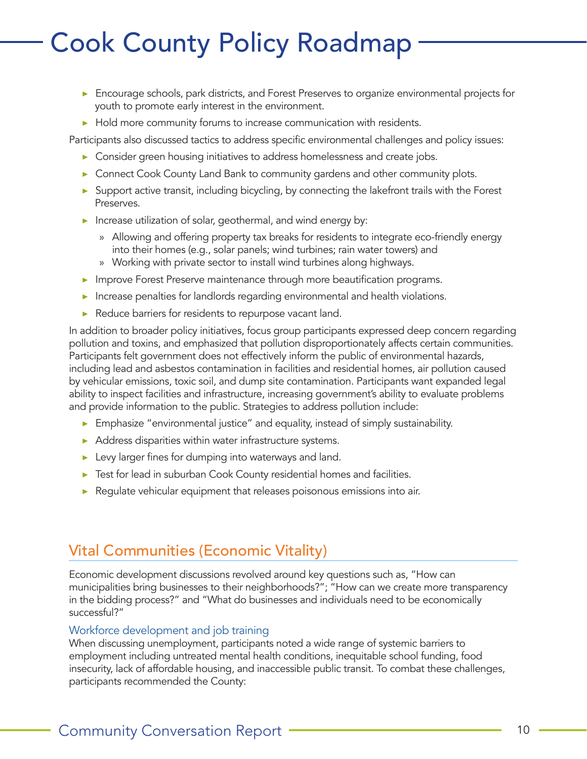- Encourage schools, park districts, and Forest Preserves to organize environmental projects for youth to promote early interest in the environment.
- Hold more community forums to increase communication with residents.

Participants also discussed tactics to address specific environmental challenges and policy issues:

- Consider green housing initiatives to address homelessness and create jobs.
- Connect Cook County Land Bank to community gardens and other community plots.
- Support active transit, including bicycling, by connecting the lakefront trails with the Forest Preserves.
- Increase utilization of solar, geothermal, and wind energy by:
  - Allowing and offering property tax breaks for residents to integrate eco-friendly energy into their homes (e.g., solar panels; wind turbines; rain water towers) and
  - Working with private sector to install wind turbines along highways.
- Improve Forest Preserve maintenance through more beautification programs.
- Increase penalties for landlords regarding environmental and health violations.
- Reduce barriers for residents to repurpose vacant land.

In addition to broader policy initiatives, focus group participants expressed deep concern regarding pollution and toxins, and emphasized that pollution disproportionately affects certain communities. Participants felt government does not effectively inform the public of environmental hazards, including lead and asbestos contamination in facilities and residential homes, air pollution caused by vehicular emissions, toxic soil, and dump site contamination. Participants want expanded legal ability to inspect facilities and infrastructure, increasing government's ability to evaluate problems and provide information to the public. Strategies to address pollution include:

- Emphasize "environmental justice" and equality, instead of simply sustainability.
- Address disparities within water infrastructure systems.
- Levy larger fines for dumping into waterways and land.
- Test for lead in suburban Cook County residential homes and facilities.
- Regulate vehicular equipment that releases poisonous emissions into air.

## Vital Communities (Economic Vitality)

Economic development discussions revolved around key questions such as, "How can municipalities bring businesses to their neighborhoods?"; "How can we create more transparency in the bidding process?" and "What do businesses and individuals need to be economically successful?"

### Workforce development and job training

When discussing unemployment, participants noted a wide range of systemic barriers to employment including untreated mental health conditions, inequitable school funding, food insecurity, lack of affordable housing, and inaccessible public transit. To combat these challenges, participants recommended the County: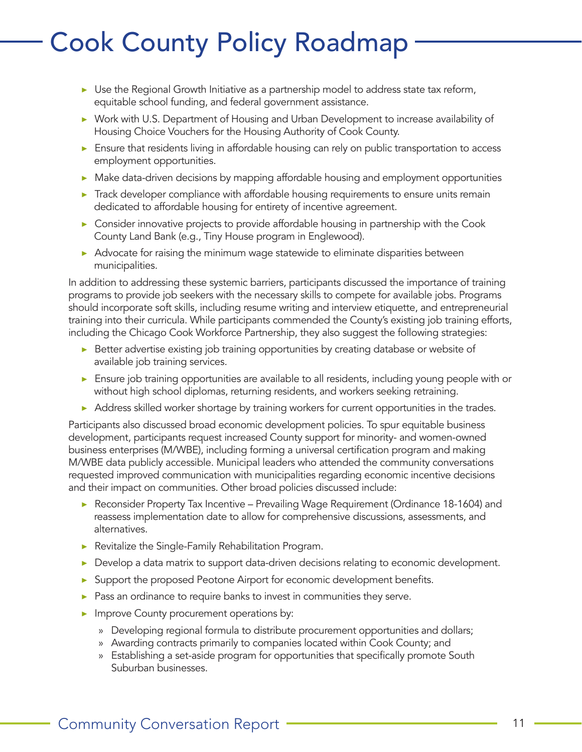# Cook County Policy Roadmap

- Use the Regional Growth Initiative as a partnership model to address state tax reform, equitable school funding, and federal government assistance.
- Work with U.S. Department of Housing and Urban Development to increase availability of Housing Choice Vouchers for the Housing Authority of Cook County.
- Ensure that residents living in affordable housing can rely on public transportation to access employment opportunities.
- Make data-driven decisions by mapping affordable housing and employment opportunities
- Track developer compliance with affordable housing requirements to ensure units remain dedicated to affordable housing for entirety of incentive agreement.
- Consider innovative projects to provide affordable housing in partnership with the Cook County Land Bank (e.g., Tiny House program in Englewood).
- Advocate for raising the minimum wage statewide to eliminate disparities between municipalities.

In addition to addressing these systemic barriers, participants discussed the importance of training programs to provide job seekers with the necessary skills to compete for available jobs. Programs should incorporate soft skills, including resume writing and interview etiquette, and entrepreneurial training into their curricula. While participants commended the County's existing job training efforts, including the Chicago Cook Workforce Partnership, they also suggest the following strategies:

- Better advertise existing job training opportunities by creating database or website of available job training services.
- Ensure job training opportunities are available to all residents, including young people with or without high school diplomas, returning residents, and workers seeking retraining.
- Address skilled worker shortage by training workers for current opportunities in the trades.

Participants also discussed broad economic development policies. To spur equitable business development, participants request increased County support for minority- and women-owned business enterprises (M/WBE), including forming a universal certification program and making M/WBE data publicly accessible. Municipal leaders who attended the community conversations requested improved communication with municipalities regarding economic incentive decisions and their impact on communities. Other broad policies discussed include:

- Reconsider Property Tax Incentive – Prevailing Wage Requirement (Ordinance 18-1604) and reassess implementation date to allow for comprehensive discussions, assessments, and alternatives.
- Revitalize the Single-Family Rehabilitation Program.
- Develop a data matrix to support data-driven decisions relating to economic development.
- Support the proposed Peotone Airport for economic development benefits.
- Pass an ordinance to require banks to invest in communities they serve.
- Improve County procurement operations by:
  - Developing regional formula to distribute procurement opportunities and dollars;
  - Awarding contracts primarily to companies located within Cook County; and
  - Establishing a set-aside program for opportunities that specifically promote South Suburban businesses.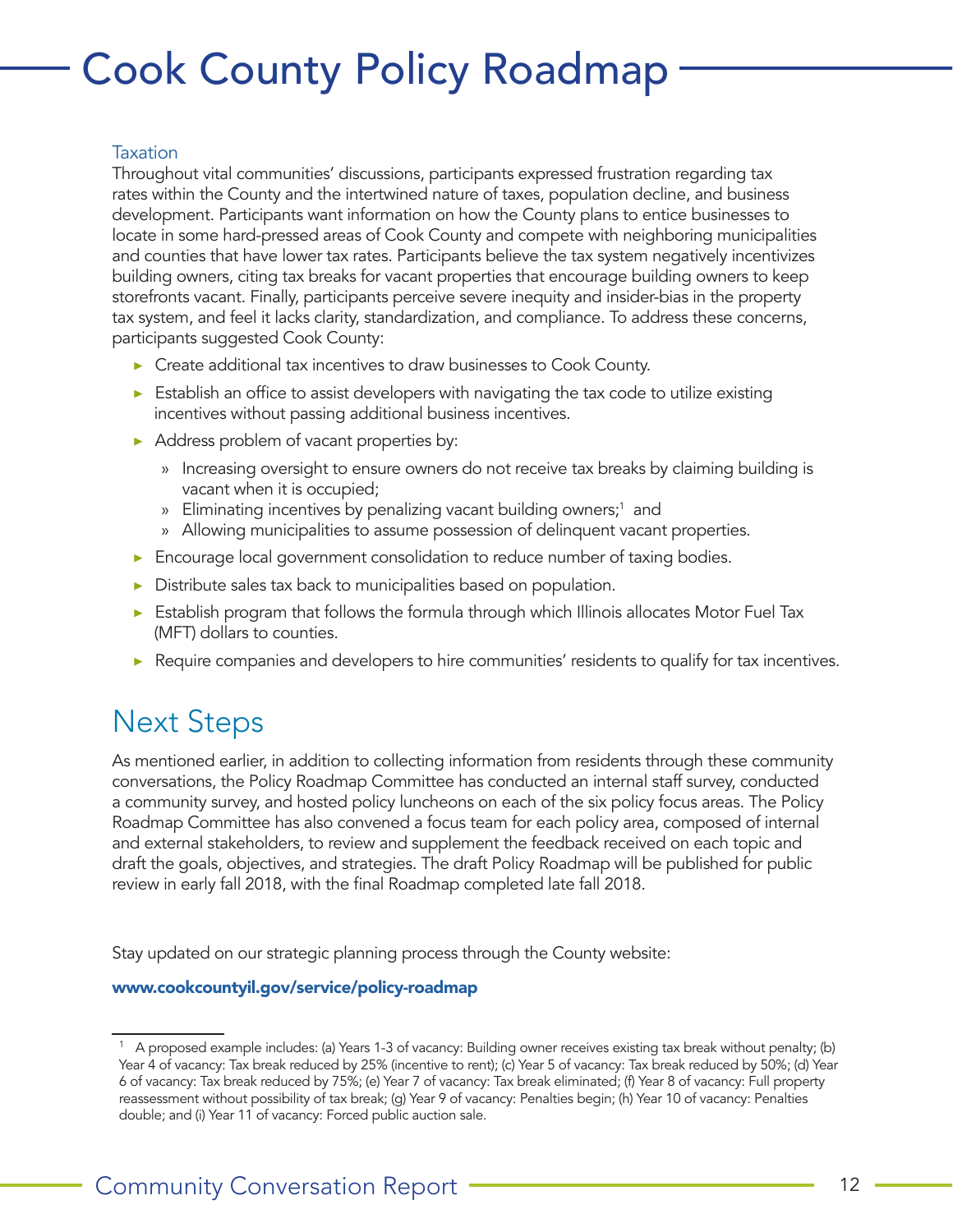# Cook County Policy Roadmap

### Taxation

Throughout vital communities' discussions, participants expressed frustration regarding tax rates within the County and the intertwined nature of taxes, population decline, and business development. Participants want information on how the County plans to entice businesses to locate in some hard-pressed areas of Cook County and compete with neighboring municipalities and counties that have lower tax rates. Participants believe the tax system negatively incentivizes building owners, citing tax breaks for vacant properties that encourage building owners to keep storefronts vacant. Finally, participants perceive severe inequity and insider-bias in the property tax system, and feel it lacks clarity, standardization, and compliance. To address these concerns, participants suggested Cook County:

- Create additional tax incentives to draw businesses to Cook County.
- Establish an office to assist developers with navigating the tax code to utilize existing incentives without passing additional business incentives.
- Address problem of vacant properties by:
  - Increasing oversight to ensure owners do not receive tax breaks by claiming building is vacant when it is occupied;
  - Eliminating incentives by penalizing vacant building owners;[1] and
  - Allowing municipalities to assume possession of delinquent vacant properties.
- Encourage local government consolidation to reduce number of taxing bodies.
- Distribute sales tax back to municipalities based on population.
- Establish program that follows the formula through which Illinois allocates Motor Fuel Tax (MFT) dollars to counties.
- Require companies and developers to hire communities' residents to qualify for tax incentives.

## Next Steps

As mentioned earlier, in addition to collecting information from residents through these community conversations, the Policy Roadmap Committee has conducted an internal staff survey, conducted a community survey, and hosted policy luncheons on each of the six policy focus areas. The Policy Roadmap Committee has also convened a focus team for each policy area, composed of internal and external stakeholders, to review and supplement the feedback received on each topic and draft the goals, objectives, and strategies. The draft Policy Roadmap will be published for public review in early fall 2018, with the final Roadmap completed late fall 2018.

Stay updated on our strategic planning process through the County website:

**www.cookcountyil.gov/service/policy-roadmap**

---

[1] A proposed example includes: (a) Years 1-3 of vacancy: Building owner receives existing tax break without penalty; (b) Year 4 of vacancy: Tax break reduced by 25% (incentive to rent); (c) Year 5 of vacancy: Tax break reduced by 50%; (d) Year 6 of vacancy: Tax break reduced by 75%; (e) Year 7 of vacancy: Tax break eliminated; (f) Year 8 of vacancy: Full property reassessment without possibility of tax break; (g) Year 9 of vacancy: Penalties begin; (h) Year 10 of vacancy: Penalties double; and (i) Year 11 of vacancy: Forced public auction sale.